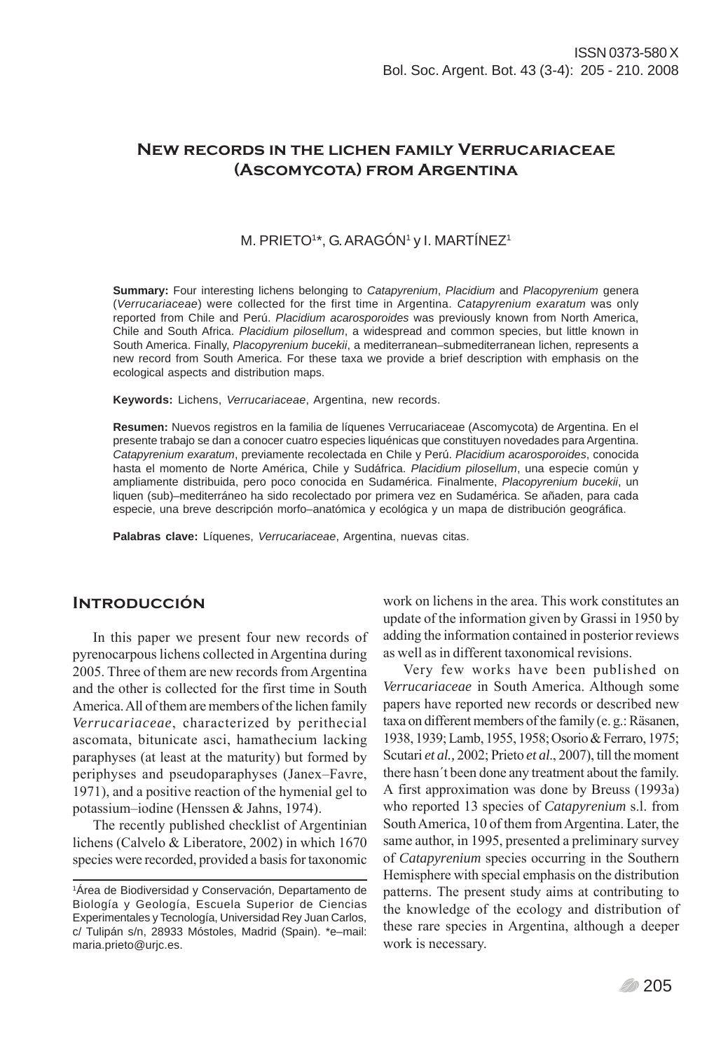# New records in the lichen family Verrucariaceae (Ascomycota) from Argentina

M. PRIETO[1]*, G. ARAGÓN[1] y I. MARTÍNEZ[1]

**Summary:** Four interesting lichens belonging to *Catapyrenium*, *Placidium* and *Placopyrenium* genera (*Verrucariaceae*) were collected for the first time in Argentina. *Catapyrenium exaratum* was only reported from Chile and Perú. *Placidium acarosporoides* was previously known from North America, Chile and South Africa. *Placidium pilosellum*, a widespread and common species, but little known in South America. Finally, *Placopyrenium bucekii*, a mediterranean–submediterranean lichen, represents a new record from South America. For these taxa we provide a brief description with emphasis on the ecological aspects and distribution maps.

**Keywords:** Lichens, *Verrucariaceae*, Argentina, new records.

**Resumen:** Nuevos registros en la familia de líquenes Verrucariaceae (Ascomycota) de Argentina. En el presente trabajo se dan a conocer cuatro especies liquénicas que constituyen novedades para Argentina. *Catapyrenium exaratum*, previamente recolectada en Chile y Perú. *Placidium acarosporoides*, conocida hasta el momento de Norte América, Chile y Sudáfrica. *Placidium pilosellum*, una especie común y ampliamente distribuida, pero poco conocida en Sudamérica. Finalmente, *Placopyrenium bucekii*, un liquen (sub)–mediterráneo ha sido recolectado por primera vez en Sudamérica. Se añaden, para cada especie, una breve descripción morfo–anatómica y ecológica y un mapa de distribución geográfica.

**Palabras clave:** Líquenes, *Verrucariaceae*, Argentina, nuevas citas.

## Introducción

In this paper we present four new records of pyrenocarpous lichens collected in Argentina during 2005. Three of them are new records from Argentina and the other is collected for the first time in South America. All of them are members of the lichen family *Verrucariaceae*, characterized by perithecial ascomata, bitunicate asci, hamathecium lacking paraphyses (at least at the maturity) but formed by periphyses and pseudoparaphyses (Janex–Favre, 1971), and a positive reaction of the hymenial gel to potassium–iodine (Henssen & Jahns, 1974).

The recently published checklist of Argentinian lichens (Calvelo & Liberatore, 2002) in which 1670 species were recorded, provided a basis for taxonomic work on lichens in the area. This work constitutes an update of the information given by Grassi in 1950 by adding the information contained in posterior reviews as well as in different taxonomical revisions.

Very few works have been published on *Verrucariaceae* in South America. Although some papers have reported new records or described new taxa on different members of the family (e. g.: Räsanen, 1938, 1939; Lamb, 1955, 1958; Osorio & Ferraro, 1975; Scutari *et al.,* 2002; Prieto *et al*., 2007), till the moment there hasn´t been done any treatment about the family. A first approximation was done by Breuss (1993a) who reported 13 species of *Catapyrenium* s.l. from South America, 10 of them from Argentina. Later, the same author, in 1995, presented a preliminary survey of *Catapyrenium* species occurring in the Southern Hemisphere with special emphasis on the distribution patterns. The present study aims at contributing to the knowledge of the ecology and distribution of these rare species in Argentina, although a deeper work is necessary.

[1]Área de Biodiversidad y Conservación, Departamento de Biología y Geología, Escuela Superior de Ciencias Experimentales y Tecnología, Universidad Rey Juan Carlos, c/ Tulipán s/n, 28933 Móstoles, Madrid (Spain). *e–mail: maria.prieto@urjc.es.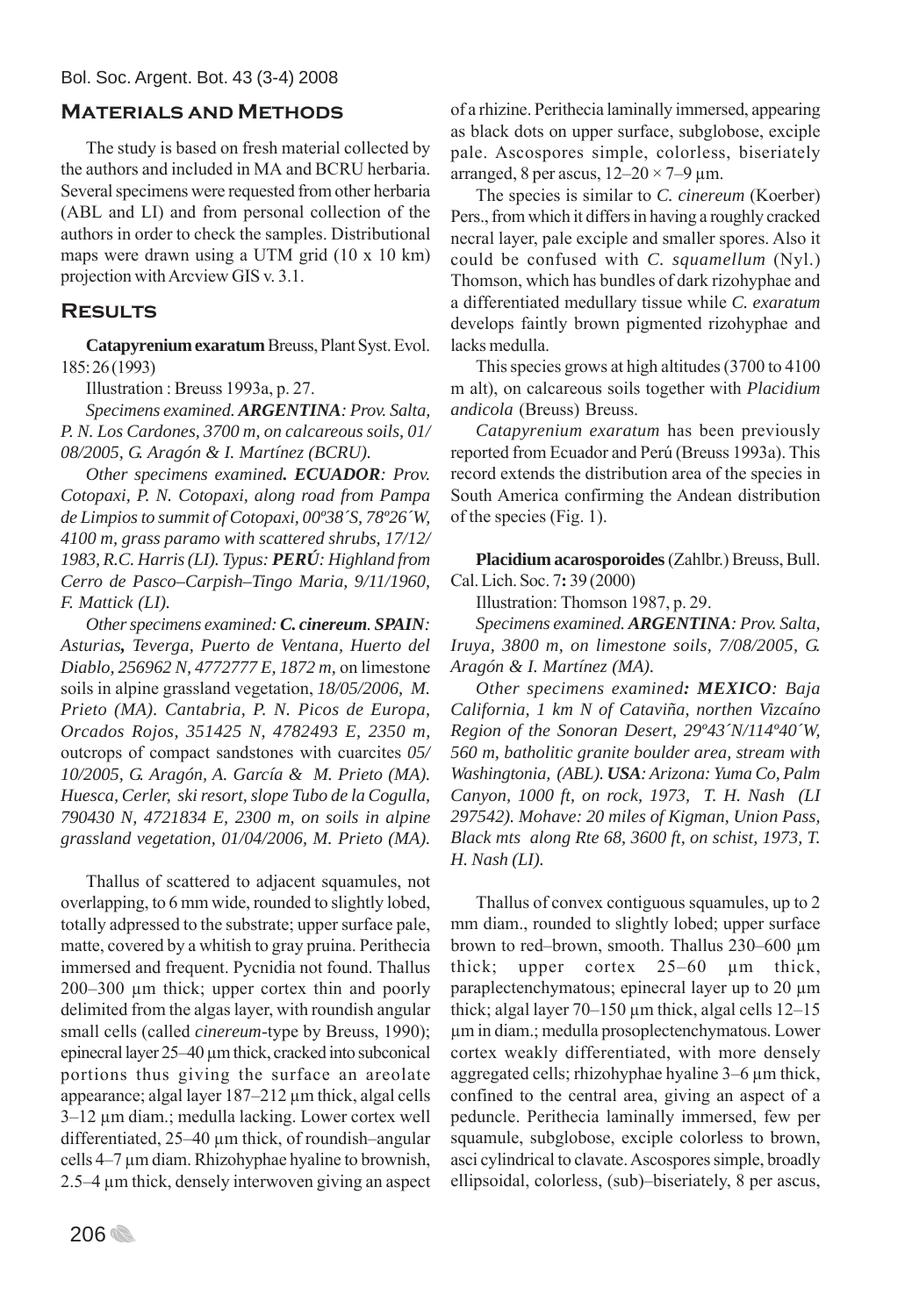## Materials and Methods

The study is based on fresh material collected by the authors and included in MA and BCRU herbaria. Several specimens were requested from other herbaria (ABL and LI) and from personal collection of the authors in order to check the samples. Distributional maps were drawn using a UTM grid (10 x 10 km) projection with Arcview GIS v. 3.1.

## Results

**Catapyrenium exaratum** Breuss, Plant Syst. Evol. 185: 26 (1993)

Illustration : Breuss 1993a, p. 27.

*Specimens examined. **ARGENTINA**: Prov. Salta, P. N. Los Cardones, 3700 m, on calcareous soils, 01/08/2005, G. Aragón & I. Martínez (BCRU).*

*Other specimens examined. **ECUADOR**: Prov. Cotopaxi, P. N. Cotopaxi, along road from Pampa de Limpios to summit of Cotopaxi, 00º38´S, 78º26´W, 4100 m, grass paramo with scattered shrubs, 17/12/1983, R.C. Harris (LI). Typus: **PERÚ**: Highland from Cerro de Pasco–Carpish–Tingo Maria, 9/11/1960, F. Mattick (LI).*

*Other specimens examined: **C. cinereum**. **SPAIN**: Asturias, Teverga, Puerto de Ventana, Huerto del Diablo, 256962 N, 4772777 E, 1872 m,* on limestone soils in alpine grassland vegetation, *18/05/2006, M. Prieto (MA). Cantabria, P. N. Picos de Europa, Orcados Rojos, 351425 N, 4782493 E, 2350 m,* outcrops of compact sandstones with cuarcites *05/10/2005, G. Aragón, A. García & M. Prieto (MA). Huesca, Cerler, ski resort, slope Tubo de la Cogulla, 790430 N, 4721834 E, 2300 m, on soils in alpine grassland vegetation, 01/04/2006, M. Prieto (MA).*

Thallus of scattered to adjacent squamules, not overlapping, to 6 mm wide, rounded to slightly lobed, totally adpressed to the substrate; upper surface pale, matte, covered by a whitish to gray pruina. Perithecia immersed and frequent. Pycnidia not found. Thallus 200–300 µm thick; upper cortex thin and poorly delimited from the algas layer, with roundish angular small cells (called *cinereum*-type by Breuss, 1990); epinecral layer 25–40 µm thick, cracked into subconical portions thus giving the surface an areolate appearance; algal layer 187–212 µm thick, algal cells 3–12 µm diam.; medulla lacking. Lower cortex well differentiated, 25–40 µm thick, of roundish–angular cells 4–7 µm diam. Rhizohyphae hyaline to brownish, 2.5–4 µm thick, densely interwoven giving an aspect of a rhizine. Perithecia laminally immersed, appearing as black dots on upper surface, subglobose, exciple pale. Ascospores simple, colorless, biseriately arranged, 8 per ascus, 12–20 × 7–9 µm.

The species is similar to *C. cinereum* (Koerber) Pers., from which it differs in having a roughly cracked necral layer, pale exciple and smaller spores. Also it could be confused with *C. squamellum* (Nyl.) Thomson, which has bundles of dark rizohyphae and a differentiated medullary tissue while *C. exaratum* develops faintly brown pigmented rizohyphae and lacks medulla.

This species grows at high altitudes (3700 to 4100 m alt), on calcareous soils together with *Placidium andicola* (Breuss) Breuss.

*Catapyrenium exaratum* has been previously reported from Ecuador and Perú (Breuss 1993a). This record extends the distribution area of the species in South America confirming the Andean distribution of the species (Fig. 1).

**Placidium acarosporoides** (Zahlbr.) Breuss, Bull. Cal. Lich. Soc. 7**:** 39 (2000)

Illustration: Thomson 1987, p. 29.

*Specimens examined. **ARGENTINA**: Prov. Salta, Iruya, 3800 m, on limestone soils, 7/08/2005, G. Aragón & I. Martínez (MA).*

*Other specimens examined: **MEXICO**: Baja California, 1 km N of Cataviña, northen Vizcaíno Region of the Sonoran Desert, 29º43´N/114º40´W, 560 m, batholitic granite boulder area, stream with Washingtonia, (ABL). **USA**: Arizona: Yuma Co, Palm Canyon, 1000 ft, on rock, 1973, T. H. Nash (LI 297542). Mohave: 20 miles of Kigman, Union Pass, Black mts along Rte 68, 3600 ft, on schist, 1973, T. H. Nash (LI).*

Thallus of convex contiguous squamules, up to 2 mm diam., rounded to slightly lobed; upper surface brown to red–brown, smooth. Thallus 230–600 µm thick; upper cortex 25–60 µm thick, paraplectenchymatous; epinecral layer up to 20 µm thick; algal layer 70–150 µm thick, algal cells 12–15 µm in diam.; medulla prosoplectenchymatous. Lower cortex weakly differentiated, with more densely aggregated cells; rhizohyphae hyaline 3–6 µm thick, confined to the central area, giving an aspect of a peduncle. Perithecia laminally immersed, few per squamule, subglobose, exciple colorless to brown, asci cylindrical to clavate. Ascospores simple, broadly ellipsoidal, colorless, (sub)–biseriately, 8 per ascus,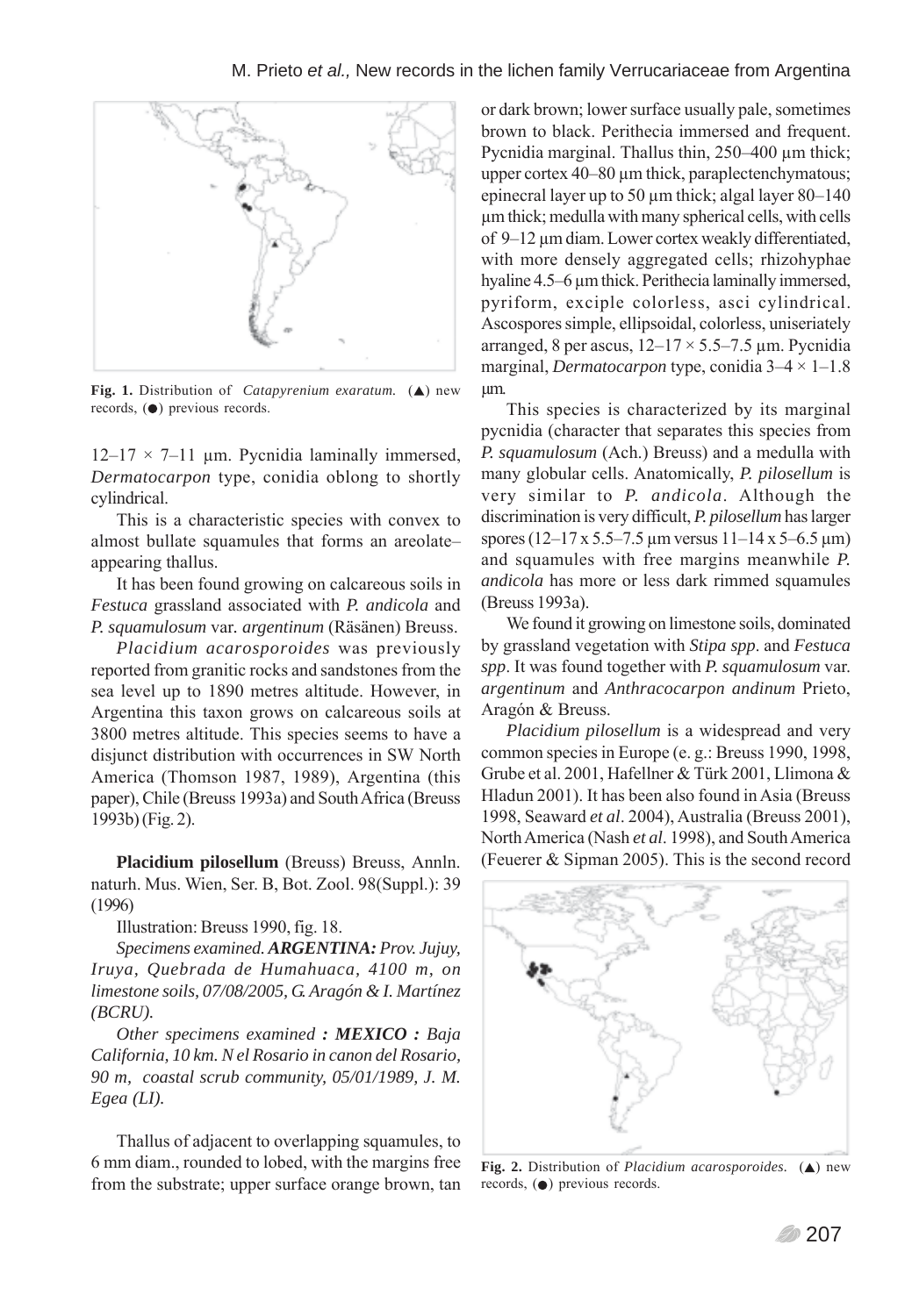Fig. 1. Distribution of *Catapyrenium exaratum.* (▲) new records, (●) previous records.

12–17 × 7–11 µm. Pycnidia laminally immersed, *Dermatocarpon* type, conidia oblong to shortly cylindrical.

This is a characteristic species with convex to almost bullate squamules that forms an areolate–appearing thallus.

It has been found growing on calcareous soils in *Festuca* grassland associated with *P. andicola* and *P. squamulosum* var. *argentinum* (Räsänen) Breuss.

*Placidium acarosporoides* was previously reported from granitic rocks and sandstones from the sea level up to 1890 metres altitude. However, in Argentina this taxon grows on calcareous soils at 3800 metres altitude. This species seems to have a disjunct distribution with occurrences in SW North America (Thomson 1987, 1989), Argentina (this paper), Chile (Breuss 1993a) and South Africa (Breuss 1993b) (Fig. 2).

**Placidium pilosellum** (Breuss) Breuss, Annln. naturh. Mus. Wien, Ser. B, Bot. Zool. 98(Suppl.): 39 (1996)

Illustration: Breuss 1990, fig. 18.

*Specimens examined.* ***ARGENTINA:*** *Prov. Jujuy, Iruya, Quebrada de Humahuaca, 4100 m, on limestone soils, 07/08/2005, G. Aragón & I. Martínez (BCRU).*

*Other specimens examined* ***: MEXICO :*** *Baja California, 10 km. N el Rosario in canon del Rosario, 90 m, coastal scrub community, 05/01/1989, J. M. Egea (LI).*

Thallus of adjacent to overlapping squamules, to 6 mm diam., rounded to lobed, with the margins free from the substrate; upper surface orange brown, tan or dark brown; lower surface usually pale, sometimes brown to black. Perithecia immersed and frequent. Pycnidia marginal. Thallus thin, 250–400 µm thick; upper cortex 40–80 µm thick, paraplectenchymatous; epinecral layer up to 50 µm thick; algal layer 80–140 µm thick; medulla with many spherical cells, with cells of 9–12 µm diam. Lower cortex weakly differentiated, with more densely aggregated cells; rhizohyphae hyaline 4.5–6 µm thick. Perithecia laminally immersed, pyriform, exciple colorless, asci cylindrical. Ascospores simple, ellipsoidal, colorless, uniseriately arranged, 8 per ascus, 12–17 × 5.5–7.5 µm. Pycnidia marginal, *Dermatocarpon* type, conidia 3–4 × 1–1.8 µm.

This species is characterized by its marginal pycnidia (character that separates this species from *P. squamulosum* (Ach.) Breuss) and a medulla with many globular cells. Anatomically, *P. pilosellum* is very similar to *P. andicola*. Although the discrimination is very difficult, *P. pilosellum* has larger spores (12–17 x 5.5–7.5 µm versus 11–14 x 5–6.5 µm) and squamules with free margins meanwhile *P. andicola* has more or less dark rimmed squamules (Breuss 1993a).

We found it growing on limestone soils, dominated by grassland vegetation with *Stipa spp*. and *Festuca spp*. It was found together with *P. squamulosum* var. *argentinum* and *Anthracocarpon andinum* Prieto, Aragón & Breuss.

*Placidium pilosellum* is a widespread and very common species in Europe (e. g.: Breuss 1990, 1998, Grube et al. 2001, Hafellner & Türk 2001, Llimona & Hladun 2001). It has been also found in Asia (Breuss 1998, Seaward *et al*. 2004), Australia (Breuss 2001), North America (Nash *et al*. 1998), and South America (Feuerer & Sipman 2005). This is the second record

Fig. 2. Distribution of *Placidium acarosporoides.* (▲) new records, (●) previous records.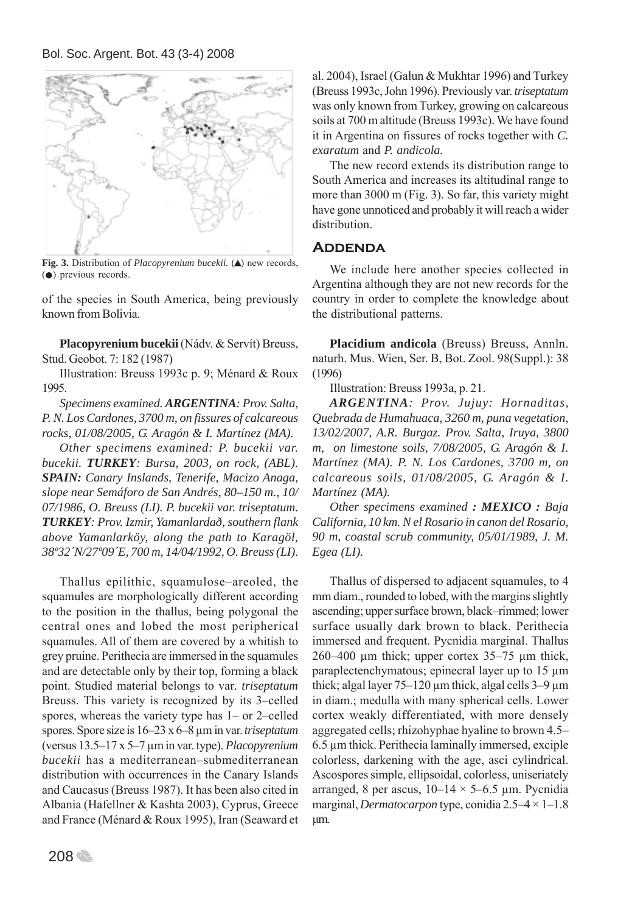**Fig. 3.** Distribution of *Placopyrenium bucekii*. (▲) new records, (●) previous records.

of the species in South America, being previously known from Bolivia.

**Placopyrenium bucekii** (Nádv. & Servít) Breuss, Stud. Geobot. 7: 182 (1987)

Illustration: Breuss 1993c p. 9; Ménard & Roux 1995.

*Specimens examined. **ARGENTINA**: Prov. Salta, P. N. Los Cardones, 3700 m, on fissures of calcareous rocks, 01/08/2005, G. Aragón & I. Martínez (MA).*

*Other specimens examined: P. bucekii var. bucekii. **TURKEY**: Bursa, 2003, on rock, (ABL). **SPAIN:** Canary Inslands, Tenerife, Macizo Anaga, slope near Semáforo de San Andrés, 80–150 m., 10/07/1986, O. Breuss (LI). P. bucekii var. triseptatum. **TURKEY**: Prov. Izmir, Yamanlardað, southern flank above Yamanlarköy, along the path to Karagöl, 38º32´N/27º09´E, 700 m, 14/04/1992, O. Breuss (LI).*

Thallus epilithic, squamulose–areoled, the squamules are morphologically different according to the position in the thallus, being polygonal the central ones and lobed the most peripherical squamules. All of them are covered by a whitish to grey pruine. Perithecia are immersed in the squamules and are detectable only by their top, forming a black point. Studied material belongs to var. *triseptatum* Breuss. This variety is recognized by its 3–celled spores, whereas the variety type has 1– or 2–celled spores. Spore size is 16–23 x 6–8 µm in var. *triseptatum* (versus 13.5–17 x 5–7 µm in var. type). *Placopyrenium bucekii* has a mediterranean–submediterranean distribution with occurrences in the Canary Islands and Caucasus (Breuss 1987). It has been also cited in Albania (Hafellner & Kashta 2003), Cyprus, Greece and France (Ménard & Roux 1995), Iran (Seaward et al. 2004), Israel (Galun & Mukhtar 1996) and Turkey (Breuss 1993c, John 1996). Previously var. *triseptatum* was only known from Turkey, growing on calcareous soils at 700 m altitude (Breuss 1993c). We have found it in Argentina on fissures of rocks together with *C. exaratum* and *P. andicola.*

The new record extends its distribution range to South America and increases its altitudinal range to more than 3000 m (Fig. 3). So far, this variety might have gone unnoticed and probably it will reach a wider distribution.

## Addenda

We include here another species collected in Argentina although they are not new records for the country in order to complete the knowledge about the distributional patterns.

**Placidium andicola** (Breuss) Breuss, Annln. naturh. Mus. Wien, Ser. B, Bot. Zool. 98(Suppl.): 38 (1996)

Illustration: Breuss 1993a, p. 21.

***ARGENTINA**: Prov. Jujuy: Hornaditas, Quebrada de Humahuaca, 3260 m, puna vegetation, 13/02/2007, A.R. Burgaz. Prov. Salta, Iruya, 3800 m, on limestone soils, 7/08/2005, G. Aragón & I. Martínez (MA). P. N. Los Cardones, 3700 m, on calcareous soils, 01/08/2005, G. Aragón & I. Martínez (MA).*

*Other specimens examined **: MEXICO :** Baja California, 10 km. N el Rosario in canon del Rosario, 90 m, coastal scrub community, 05/01/1989, J. M. Egea (LI).*

Thallus of dispersed to adjacent squamules, to 4 mm diam., rounded to lobed, with the margins slightly ascending; upper surface brown, black–rimmed; lower surface usually dark brown to black. Perithecia immersed and frequent. Pycnidia marginal. Thallus 260–400 µm thick; upper cortex 35–75 µm thick, paraplectenchymatous; epinecral layer up to 15 µm thick; algal layer 75–120 µm thick, algal cells 3–9 µm in diam.; medulla with many spherical cells. Lower cortex weakly differentiated, with more densely aggregated cells; rhizohyphae hyaline to brown 4.5–6.5 µm thick. Perithecia laminally immersed, exciple colorless, darkening with the age, asci cylindrical. Ascospores simple, ellipsoidal, colorless, uniseriately arranged, 8 per ascus, 10–14 × 5–6.5 µm. Pycnidia marginal, *Dermatocarpon* type, conidia 2.5–4 × 1–1.8 µm.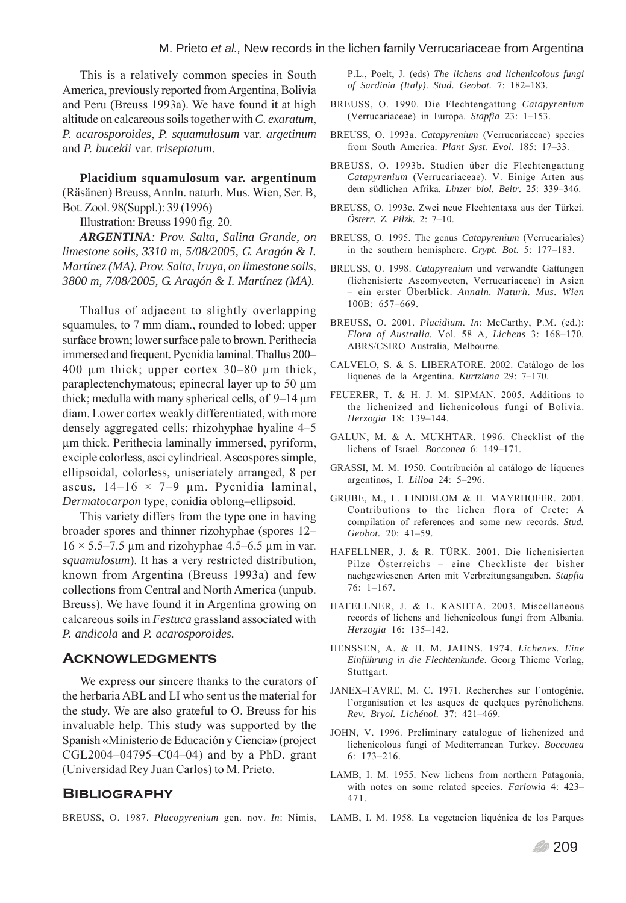This is a relatively common species in South America, previously reported from Argentina, Bolivia and Peru (Breuss 1993a). We have found it at high altitude on calcareous soils together with *C. exaratum*, *P. acarosporoides*, *P. squamulosum* var. *argetinum* and *P. bucekii* var. *triseptatum*.

**Placidium squamulosum var. argentinum** (Räsänen) Breuss, Annln. naturh. Mus. Wien, Ser. B, Bot. Zool. 98(Suppl.): 39 (1996)

Illustration: Breuss 1990 fig. 20.

***ARGENTINA**: Prov. Salta, Salina Grande, on limestone soils, 3310 m, 5/08/2005, G. Aragón & I. Martínez (MA). Prov. Salta, Iruya, on limestone soils, 3800 m, 7/08/2005, G. Aragón & I. Martínez (MA).*

Thallus of adjacent to slightly overlapping squamules, to 7 mm diam., rounded to lobed; upper surface brown; lower surface pale to brown. Perithecia immersed and frequent. Pycnidia laminal. Thallus 200–400 µm thick; upper cortex 30–80 µm thick, paraplectenchymatous; epinecral layer up to 50 µm thick; medulla with many spherical cells, of 9–14 µm diam. Lower cortex weakly differentiated, with more densely aggregated cells; rhizohyphae hyaline 4–5 µm thick. Perithecia laminally immersed, pyriform, exciple colorless, asci cylindrical. Ascospores simple, ellipsoidal, colorless, uniseriately arranged, 8 per ascus, 14–16 × 7–9 µm. Pycnidia laminal, *Dermatocarpon* type, conidia oblong–ellipsoid.

This variety differs from the type one in having broader spores and thinner rizohyphae (spores 12–16 × 5.5–7.5 µm and rizohyphae 4.5–6.5 µm in var. *squamulosum*). It has a very restricted distribution, known from Argentina (Breuss 1993a) and few collections from Central and North America (unpub. Breuss). We have found it in Argentina growing on calcareous soils in *Festuca* grassland associated with *P. andicola* and *P. acarosporoides.*

## Acknowledgments

We express our sincere thanks to the curators of the herbaria ABL and LI who sent us the material for the study. We are also grateful to O. Breuss for his invaluable help. This study was supported by the Spanish «Ministerio de Educación y Ciencia» (project CGL2004–04795–C04–04) and by a PhD. grant (Universidad Rey Juan Carlos) to M. Prieto.

## Bibliography

BREUSS, O. 1987. *Placopyrenium* gen. nov. *In*: Nimis, P.L., Poelt, J. (eds) *The lichens and lichenicolous fungi of Sardinia (Italy)*. *Stud. Geobot.* 7: 182–183.

BREUSS, O. 1990. Die Flechtengattung *Catapyrenium* (Verrucariaceae) in Europa. *Stapfia* 23: 1–153.

BREUSS, O. 1993a. *Catapyrenium* (Verrucariaceae) species from South America. *Plant Syst. Evol.* 185: 17–33.

BREUSS, O. 1993b. Studien über die Flechtengattung *Catapyrenium* (Verrucariaceae). V. Einige Arten aus dem südlichen Afrika. *Linzer biol. Beitr.* 25: 339–346.

BREUSS, O. 1993c. Zwei neue Flechtentaxa aus der Türkei. *Österr. Z. Pilzk.* 2: 7–10.

BREUSS, O. 1995. The genus *Catapyrenium* (Verrucariales) in the southern hemisphere. *Crypt. Bot.* 5: 177–183.

BREUSS, O. 1998. *Catapyrenium* und verwandte Gattungen (lichenisierte Ascomyceten, Verrucariaceae) in Asien – ein erster Überblick. *Annaln. Naturh. Mus. Wien* 100B: 657–669.

BREUSS, O. 2001. *Placidium*. *In*: McCarthy, P.M. (ed.): *Flora of Australia.* Vol. 58 A, *Lichens* 3: 168–170. ABRS/CSIRO Australia, Melbourne.

CALVELO, S. & S. LIBERATORE. 2002. Catálogo de los líquenes de la Argentina. *Kurtziana* 29: 7–170.

FEUERER, T. & H. J. M. SIPMAN. 2005. Additions to the lichenized and lichenicolous fungi of Bolivia. *Herzogia* 18: 139–144.

GALUN, M. & A. MUKHTAR. 1996. Checklist of the lichens of Israel. *Bocconea* 6: 149–171.

GRASSI, M. M. 1950. Contribución al catálogo de líquenes argentinos, I. *Lilloa* 24: 5–296.

GRUBE, M., L. LINDBLOM & H. MAYRHOFER. 2001. Contributions to the lichen flora of Crete: A compilation of references and some new records. *Stud. Geobot.* 20: 41–59.

HAFELLNER, J. & R. TÜRK. 2001. Die lichenisierten Pilze Österreichs – eine Checkliste der bisher nachgewiesenen Arten mit Verbreitungsangaben. *Stapfia* 76: 1–167.

HAFELLNER, J. & L. KASHTA. 2003. Miscellaneous records of lichens and lichenicolous fungi from Albania. *Herzogia* 16: 135–142.

HENSSEN, A. & H. M. JAHNS. 1974. *Lichenes. Eine Einführung in die Flechtenkunde*. Georg Thieme Verlag, Stuttgart.

JANEX–FAVRE, M. C. 1971. Recherches sur l'ontogénie, l'organisation et les asques de quelques pyrénolichens. *Rev. Bryol. Lichénol.* 37: 421–469.

JOHN, V. 1996. Preliminary catalogue of lichenized and lichenicolous fungi of Mediterranean Turkey. *Bocconea* 6: 173–216.

LAMB, I. M. 1955. New lichens from northern Patagonia, with notes on some related species. *Farlowia* 4: 423–471.

LAMB, I. M. 1958. La vegetacion liquénica de los Parques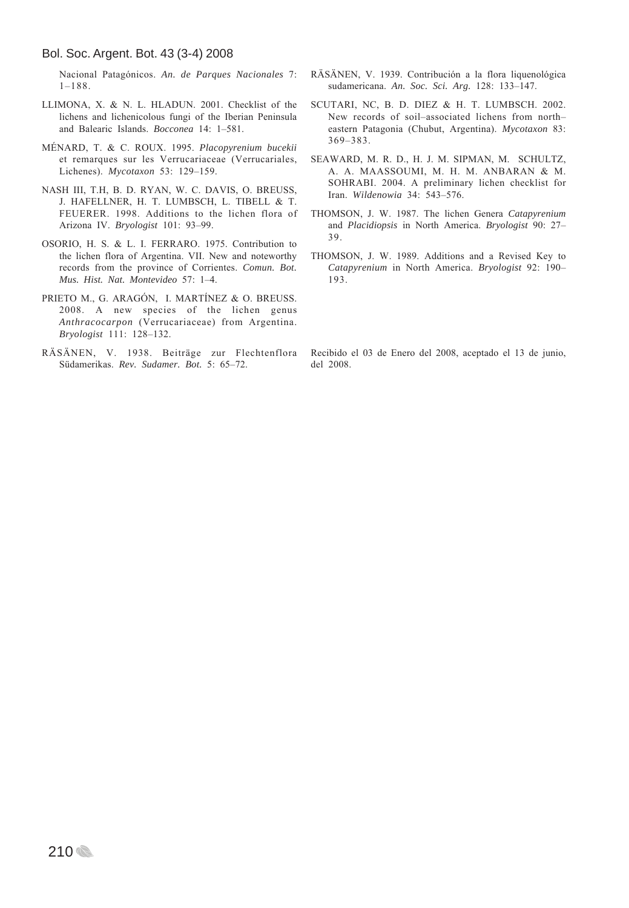Nacional Patagónicos. *An. de Parques Nacionales* 7: 1–188.

LLIMONA, X. & N. L. HLADUN. 2001. Checklist of the lichens and lichenicolous fungi of the Iberian Peninsula and Balearic Islands. *Bocconea* 14: 1–581.

MÉNARD, T. & C. ROUX. 1995. *Placopyrenium bucekii* et remarques sur les Verrucariaceae (Verrucariales, Lichenes). *Mycotaxon* 53: 129–159.

NASH III, T.H, B. D. RYAN, W. C. DAVIS, O. BREUSS, J. HAFELLNER, H. T. LUMBSCH, L. TIBELL & T. FEUERER. 1998. Additions to the lichen flora of Arizona IV. *Bryologist* 101: 93–99.

OSORIO, H. S. & L. I. FERRARO. 1975. Contribution to the lichen flora of Argentina. VII. New and noteworthy records from the province of Corrientes. *Comun. Bot. Mus. Hist. Nat. Montevideo* 57: 1–4.

PRIETO M., G. ARAGÓN, I. MARTÍNEZ & O. BREUSS. 2008. A new species of the lichen genus *Anthracocarpon* (Verrucariaceae) from Argentina. *Bryologist* 111: 128–132.

RÄSÄNEN, V. 1938. Beiträge zur Flechtenflora Südamerikas. *Rev. Sudamer. Bot.* 5: 65–72.

RÄSÄNEN, V. 1939. Contribución a la flora liquenológica sudamericana. *An. Soc. Sci. Arg.* 128: 133–147.

SCUTARI, NC, B. D. DIEZ & H. T. LUMBSCH. 2002. New records of soil–associated lichens from north–eastern Patagonia (Chubut, Argentina). *Mycotaxon* 83: 369–383.

SEAWARD, M. R. D., H. J. M. SIPMAN, M. SCHULTZ, A. A. MAASSOUMI, M. H. M. ANBARAN & M. SOHRABI. 2004. A preliminary lichen checklist for Iran. *Wildenowia* 34: 543–576.

THOMSON, J. W. 1987. The lichen Genera *Catapyrenium* and *Placidiopsis* in North America. *Bryologist* 90: 27–39.

THOMSON, J. W. 1989. Additions and a Revised Key to *Catapyrenium* in North America. *Bryologist* 92: 190–193.

Recibido el 03 de Enero del 2008, aceptado el 13 de junio, del 2008.